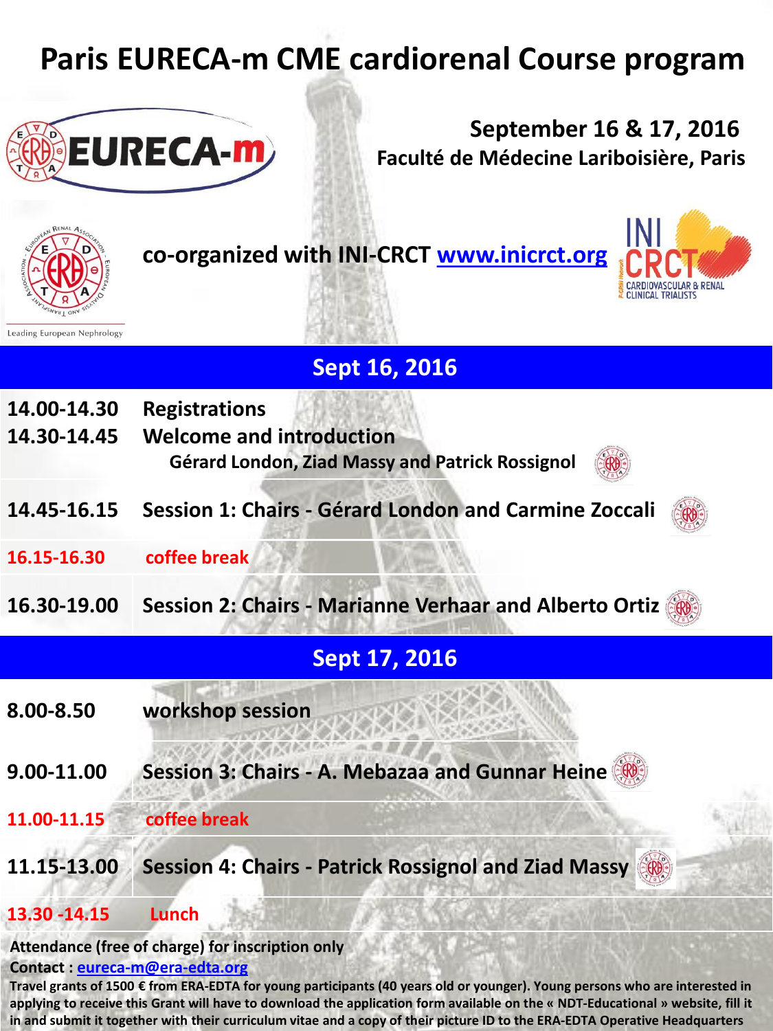# Paris EURECA-m CME cardiorenal Course program

**September 16 & 17, 2016**
**Faculté de Médecine Lariboisière, Paris**

**co-organized with INI-CRCT [www.inicrct.org](http://www.inicrct.org)**

## Sept 16, 2016

| | |
|---|---|
| **14.00-14.30** | **Registrations** |
| **14.30-14.45** | **Welcome and introduction** Gérard London, Ziad Massy and Patrick Rossignol |
| **14.45-16.15** | **Session 1: Chairs - Gérard London and Carmine Zoccali** |
| **16.15-16.30** | **coffee break** |
| **16.30-19.00** | **Session 2: Chairs - Marianne Verhaar and Alberto Ortiz** |

## Sept 17, 2016

| | |
|---|---|
| **8.00-8.50** | **workshop session** |
| **9.00-11.00** | **Session 3: Chairs - A. Mebazaa and Gunnar Heine** |
| **11.00-11.15** | **coffee break** |
| **11.15-13.00** | **Session 4: Chairs - Patrick Rossignol and Ziad Massy** |
| **13.30 -14.15** | **Lunch** |

**Attendance (free of charge) for inscription only**

**Contact : [eureca-m@era-edta.org](mailto:eureca-m@era-edta.org)**

**Travel grants of 1500 € from ERA-EDTA for young participants (40 years old or younger). Young persons who are interested in applying to receive this Grant will have to download the application form available on the « NDT-Educational » website, fill it in and submit it together with their curriculum vitae and a copy of their picture ID to the ERA-EDTA Operative Headquarters**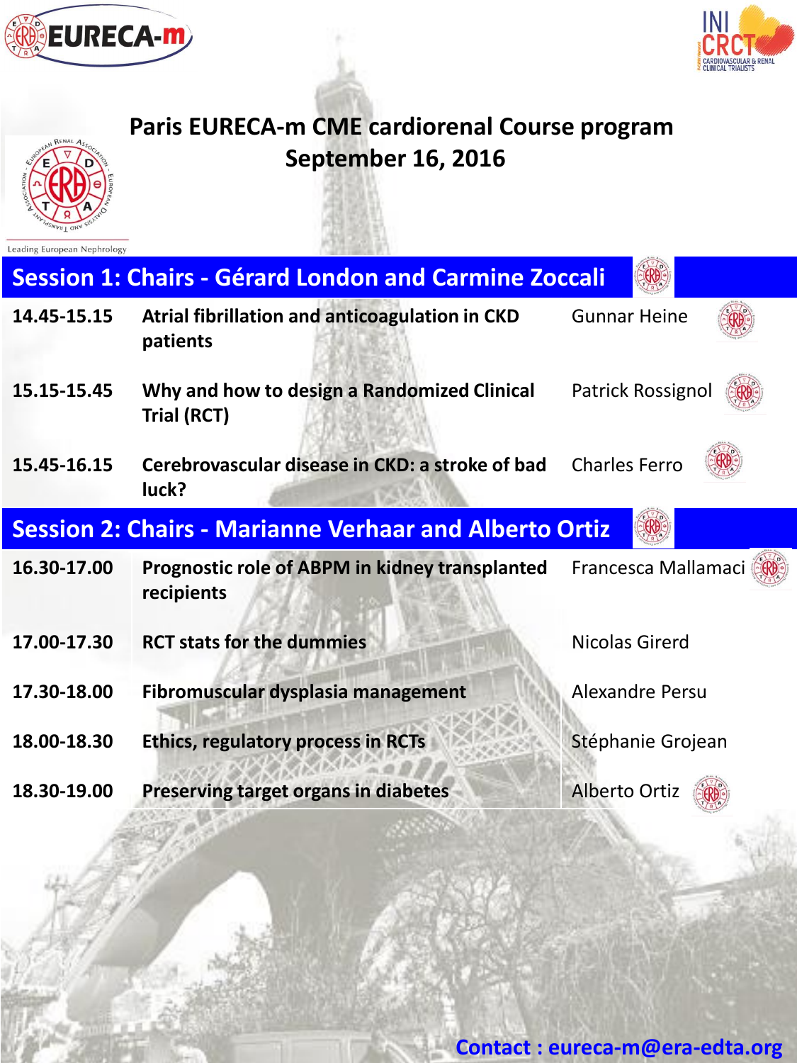# Paris EURECA-m CME cardiorenal Course program

## September 16, 2016

### Session 1: Chairs - Gérard London and Carmine Zoccali

| Time | Topic | Speaker |
|---|---|---|
| 14.45-15.15 | **Atrial fibrillation and anticoagulation in CKD patients** | Gunnar Heine |
| 15.15-15.45 | **Why and how to design a Randomized Clinical Trial (RCT)** | Patrick Rossignol |
| 15.45-16.15 | **Cerebrovascular disease in CKD: a stroke of bad luck?** | Charles Ferro |

### Session 2: Chairs - Marianne Verhaar and Alberto Ortiz

| Time | Topic | Speaker |
|---|---|---|
| 16.30-17.00 | **Prognostic role of ABPM in kidney transplanted recipients** | Francesca Mallamaci |
| 17.00-17.30 | **RCT stats for the dummies** | Nicolas Girerd |
| 17.30-18.00 | **Fibromuscular dysplasia management** | Alexandre Persu |
| 18.00-18.30 | **Ethics, regulatory process in RCTs** | Stéphanie Grojean |
| 18.30-19.00 | **Preserving target organs in diabetes** | Alberto Ortiz |

**Contact : eureca-m@era-edta.org**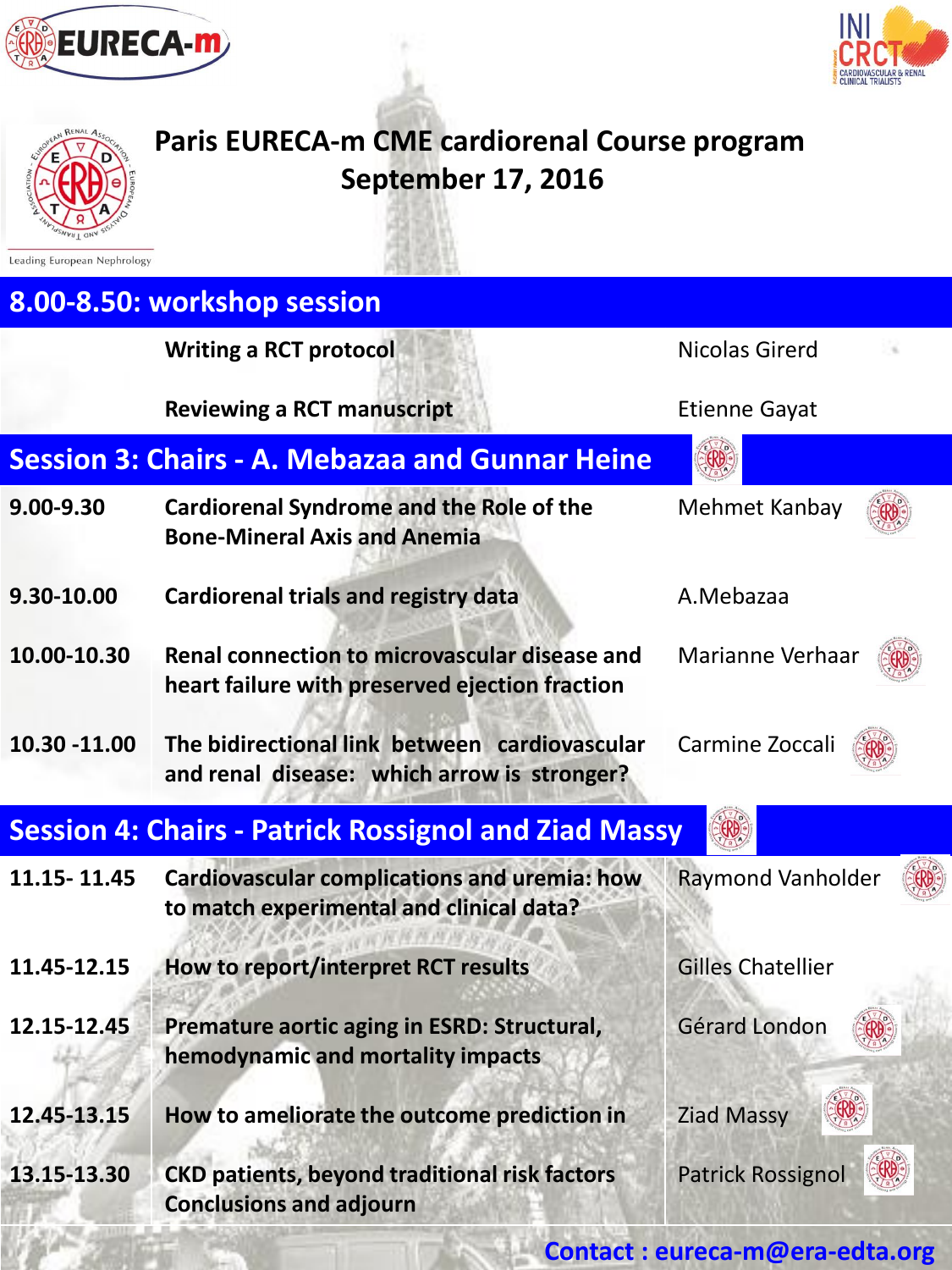EURECA-m

INI CRCT CARDIOVASCULAR & RENAL CLINICAL TRIALISTS

Leading European Nephrology

# Paris EURECA-m CME cardiorenal Course program
# September 17, 2016

## 8.00-8.50: workshop session

| | | |
|---|---|---|
| | **Writing a RCT protocol** | Nicolas Girerd |
| | **Reviewing a RCT manuscript** | Etienne Gayat |

## Session 3: Chairs - A. Mebazaa and Gunnar Heine

| | | |
|---|---|---|
| **9.00-9.30** | **Cardiorenal Syndrome and the Role of the Bone-Mineral Axis and Anemia** | Mehmet Kanbay |
| **9.30-10.00** | **Cardiorenal trials and registry data** | A.Mebazaa |
| **10.00-10.30** | **Renal connection to microvascular disease and heart failure with preserved ejection fraction** | Marianne Verhaar |
| **10.30 -11.00** | **The bidirectional link between cardiovascular and renal disease: which arrow is stronger?** | Carmine Zoccali |

## Session 4: Chairs - Patrick Rossignol and Ziad Massy

| | | |
|---|---|---|
| **11.15- 11.45** | **Cardiovascular complications and uremia: how to match experimental and clinical data?** | Raymond Vanholder |
| **11.45-12.15** | **How to report/interpret RCT results** | Gilles Chatellier |
| **12.15-12.45** | **Premature aortic aging in ESRD: Structural, hemodynamic and mortality impacts** | Gérard London |
| **12.45-13.15** | **How to ameliorate the outcome prediction in CKD patients, beyond traditional risk factors** | Ziad Massy |
| **13.15-13.30** | **Conclusions and adjourn** | Patrick Rossignol |

**Contact : eureca-m@era-edta.org**